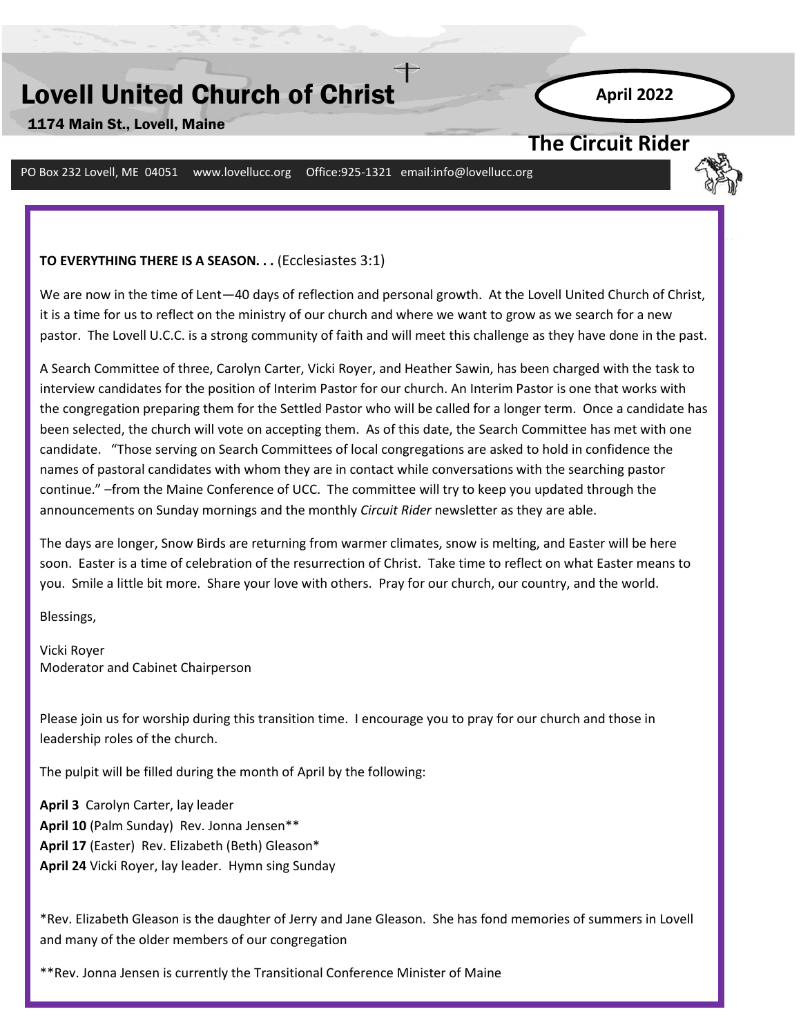# Lovell United Church of Christ

1174 Main St., Lovell, Maine

**April 2022**

## The Circuit Rider

PO Box 232 Lovell, ME 04051 www.lovellucc.org Office:925-1321 email:info@lovellucc.org

**TO EVERYTHING THERE IS A SEASON. . .** (Ecclesiastes 3:1)

We are now in the time of Lent—40 days of reflection and personal growth. At the Lovell United Church of Christ, it is a time for us to reflect on the ministry of our church and where we want to grow as we search for a new pastor. The Lovell U.C.C. is a strong community of faith and will meet this challenge as they have done in the past.

A Search Committee of three, Carolyn Carter, Vicki Royer, and Heather Sawin, has been charged with the task to interview candidates for the position of Interim Pastor for our church. An Interim Pastor is one that works with the congregation preparing them for the Settled Pastor who will be called for a longer term. Once a candidate has been selected, the church will vote on accepting them. As of this date, the Search Committee has met with one candidate. "Those serving on Search Committees of local congregations are asked to hold in confidence the names of pastoral candidates with whom they are in contact while conversations with the searching pastor continue." –from the Maine Conference of UCC. The committee will try to keep you updated through the announcements on Sunday mornings and the monthly *Circuit Rider* newsletter as they are able.

The days are longer, Snow Birds are returning from warmer climates, snow is melting, and Easter will be here soon. Easter is a time of celebration of the resurrection of Christ. Take time to reflect on what Easter means to you. Smile a little bit more. Share your love with others. Pray for our church, our country, and the world.

Blessings,

Vicki Royer
Moderator and Cabinet Chairperson

Please join us for worship during this transition time. I encourage you to pray for our church and those in leadership roles of the church.

The pulpit will be filled during the month of April by the following:

**April 3** Carolyn Carter, lay leader
**April 10** (Palm Sunday) Rev. Jonna Jensen**
**April 17** (Easter) Rev. Elizabeth (Beth) Gleason*
**April 24** Vicki Royer, lay leader. Hymn sing Sunday

*Rev. Elizabeth Gleason is the daughter of Jerry and Jane Gleason. She has fond memories of summers in Lovell and many of the older members of our congregation

**Rev. Jonna Jensen is currently the Transitional Conference Minister of Maine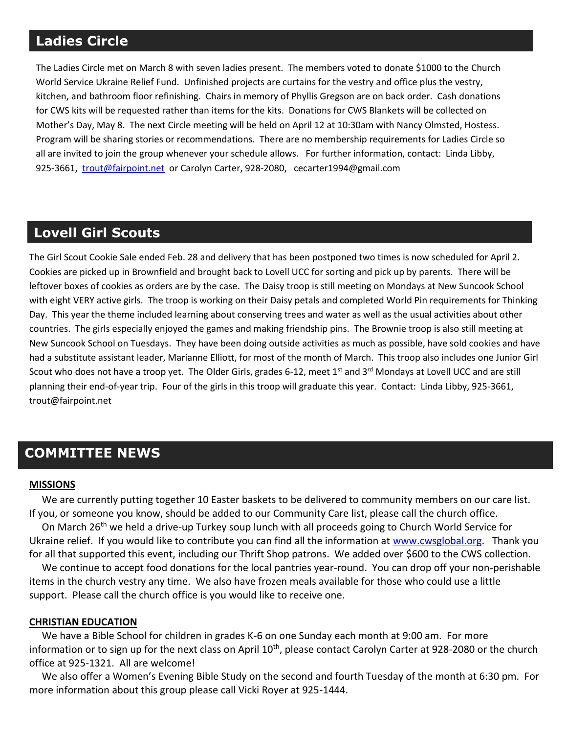## Ladies Circle

The Ladies Circle met on March 8 with seven ladies present. The members voted to donate $1000 to the Church World Service Ukraine Relief Fund. Unfinished projects are curtains for the vestry and office plus the vestry, kitchen, and bathroom floor refinishing. Chairs in memory of Phyllis Gregson are on back order. Cash donations for CWS kits will be requested rather than items for the kits. Donations for CWS Blankets will be collected on Mother's Day, May 8. The next Circle meeting will be held on April 12 at 10:30am with Nancy Olmsted, Hostess. Program will be sharing stories or recommendations. There are no membership requirements for Ladies Circle so all are invited to join the group whenever your schedule allows. For further information, contact: Linda Libby, 925-3661, trout@fairpoint.net or Carolyn Carter, 928-2080, cecarter1994@gmail.com

## Lovell Girl Scouts

The Girl Scout Cookie Sale ended Feb. 28 and delivery that has been postponed two times is now scheduled for April 2. Cookies are picked up in Brownfield and brought back to Lovell UCC for sorting and pick up by parents. There will be leftover boxes of cookies as orders are by the case. The Daisy troop is still meeting on Mondays at New Suncook School with eight VERY active girls. The troop is working on their Daisy petals and completed World Pin requirements for Thinking Day. This year the theme included learning about conserving trees and water as well as the usual activities about other countries. The girls especially enjoyed the games and making friendship pins. The Brownie troop is also still meeting at New Suncook School on Tuesdays. They have been doing outside activities as much as possible, have sold cookies and have had a substitute assistant leader, Marianne Elliott, for most of the month of March. This troop also includes one Junior Girl Scout who does not have a troop yet. The Older Girls, grades 6-12, meet 1st and 3rd Mondays at Lovell UCC and are still planning their end-of-year trip. Four of the girls in this troop will graduate this year. Contact: Linda Libby, 925-3661, trout@fairpoint.net

## COMMITTEE NEWS

**MISSIONS**

We are currently putting together 10 Easter baskets to be delivered to community members on our care list. If you, or someone you know, should be added to our Community Care list, please call the church office.

On March 26th we held a drive-up Turkey soup lunch with all proceeds going to Church World Service for Ukraine relief. If you would like to contribute you can find all the information at www.cwsglobal.org. Thank you for all that supported this event, including our Thrift Shop patrons. We added over $600 to the CWS collection.

We continue to accept food donations for the local pantries year-round. You can drop off your non-perishable items in the church vestry any time. We also have frozen meals available for those who could use a little support. Please call the church office is you would like to receive one.

**CHRISTIAN EDUCATION**

We have a Bible School for children in grades K-6 on one Sunday each month at 9:00 am. For more information or to sign up for the next class on April 10th, please contact Carolyn Carter at 928-2080 or the church office at 925-1321. All are welcome!

We also offer a Women's Evening Bible Study on the second and fourth Tuesday of the month at 6:30 pm. For more information about this group please call Vicki Royer at 925-1444.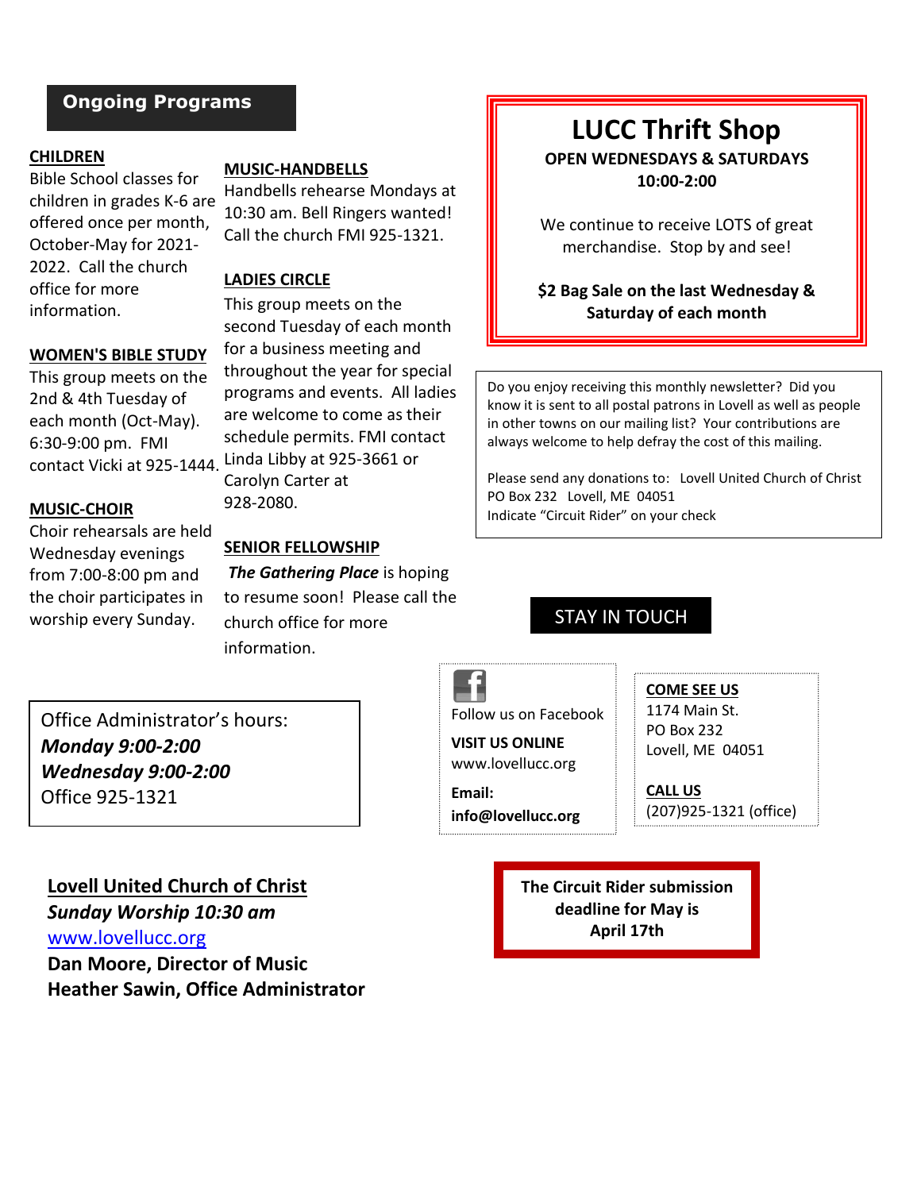## Ongoing Programs

**CHILDREN**

Bible School classes for children in grades K-6 are offered once per month, October-May for 2021-2022. Call the church office for more information.

**WOMEN'S BIBLE STUDY**

This group meets on the 2nd & 4th Tuesday of each month (Oct-May). 6:30-9:00 pm. FMI contact Vicki at 925-1444.

**MUSIC-CHOIR**

Choir rehearsals are held Wednesday evenings from 7:00-8:00 pm and the choir participates in worship every Sunday.

**MUSIC-HANDBELLS**

Handbells rehearse Mondays at 10:30 am. Bell Ringers wanted! Call the church FMI 925-1321.

**LADIES CIRCLE**

This group meets on the second Tuesday of each month for a business meeting and throughout the year for special programs and events. All ladies are welcome to come as their schedule permits. FMI contact Linda Libby at 925-3661 or Carolyn Carter at 928-2080.

**SENIOR FELLOWSHIP**

***The Gathering Place*** is hoping to resume soon! Please call the church office for more information.

Office Administrator's hours:
***Monday 9:00-2:00***
***Wednesday 9:00-2:00***
Office 925-1321

**Lovell United Church of Christ**
***Sunday Worship 10:30 am***
www.lovellucc.org
**Dan Moore, Director of Music**
**Heather Sawin, Office Administrator**

## LUCC Thrift Shop

**OPEN WEDNESDAYS & SATURDAYS**
**10:00-2:00**

We continue to receive LOTS of great merchandise. Stop by and see!

**$2 Bag Sale on the last Wednesday & Saturday of each month**

Do you enjoy receiving this monthly newsletter? Did you know it is sent to all postal patrons in Lovell as well as people in other towns on our mailing list? Your contributions are always welcome to help defray the cost of this mailing.

Please send any donations to: Lovell United Church of Christ
PO Box 232 Lovell, ME 04051
Indicate "Circuit Rider" on your check

## STAY IN TOUCH

Follow us on Facebook

**VISIT US ONLINE**
www.lovellucc.org

**Email:**
**info@lovellucc.org**

**COME SEE US**
1174 Main St.
PO Box 232
Lovell, ME 04051

**CALL US**
(207)925-1321 (office)

**The Circuit Rider submission deadline for May is April 17th**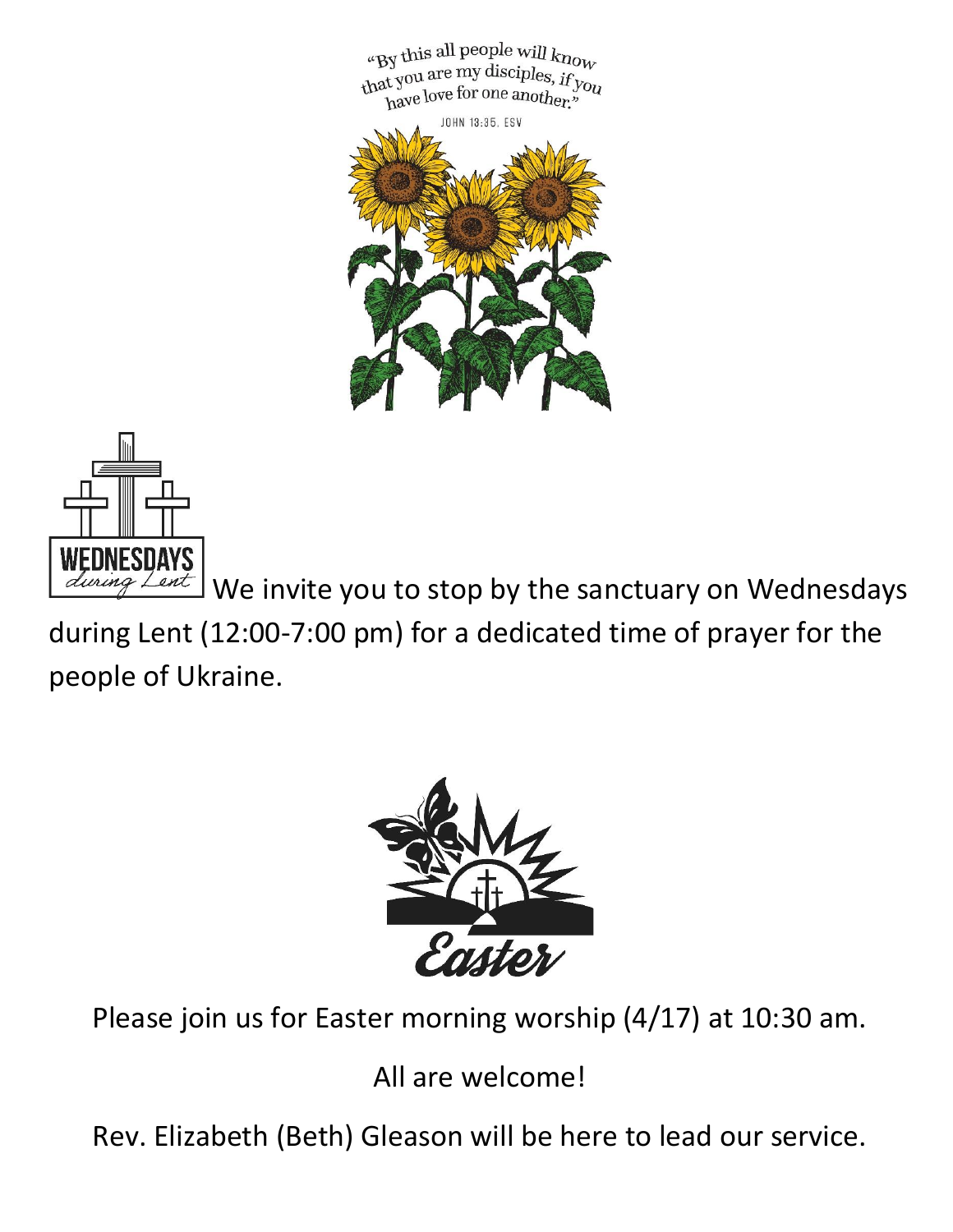"By this all people will know that you are my disciples, if you have love for one another."

JOHN 13:35, ESV

WEDNESDAYS *during Lent*

We invite you to stop by the sanctuary on Wednesdays during Lent (12:00-7:00 pm) for a dedicated time of prayer for the people of Ukraine.

*Easter*

Please join us for Easter morning worship (4/17) at 10:30 am.

All are welcome!

Rev. Elizabeth (Beth) Gleason will be here to lead our service.